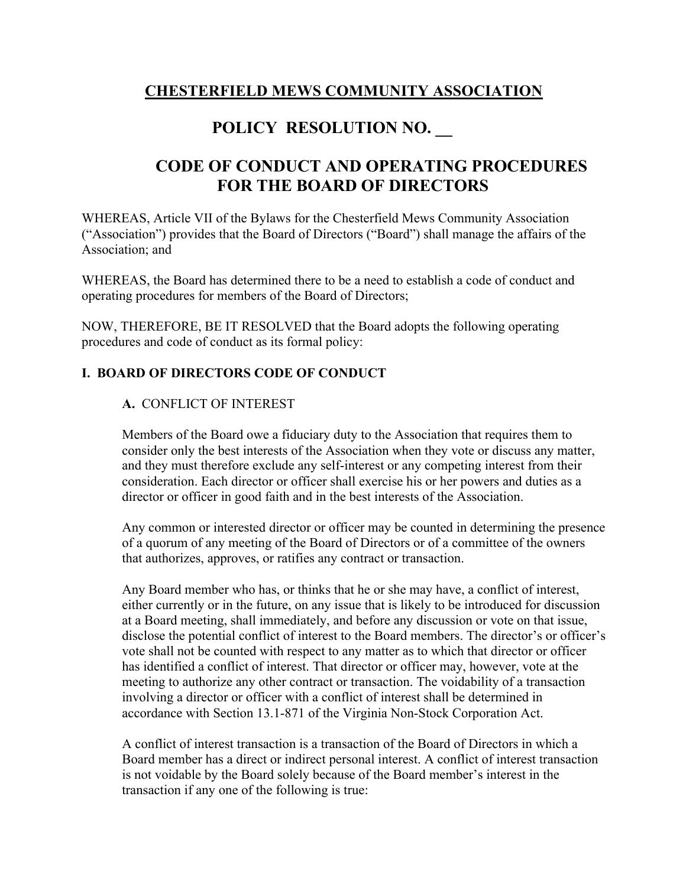# CHESTERFIELD MEWS COMMUNITY ASSOCIATION

# POLICY RESOLUTION NO. __

# CODE OF CONDUCT AND OPERATING PROCEDURES FOR THE BOARD OF DIRECTORS

WHEREAS, Article VII of the Bylaws for the Chesterfield Mews Community Association ("Association") provides that the Board of Directors ("Board") shall manage the affairs of the Association; and

WHEREAS, the Board has determined there to be a need to establish a code of conduct and operating procedures for members of the Board of Directors;

NOW, THEREFORE, BE IT RESOLVED that the Board adopts the following operating procedures and code of conduct as its formal policy:

## I. BOARD OF DIRECTORS CODE OF CONDUCT

### A. CONFLICT OF INTEREST

Members of the Board owe a fiduciary duty to the Association that requires them to consider only the best interests of the Association when they vote or discuss any matter, and they must therefore exclude any self-interest or any competing interest from their consideration. Each director or officer shall exercise his or her powers and duties as a director or officer in good faith and in the best interests of the Association.

Any common or interested director or officer may be counted in determining the presence of a quorum of any meeting of the Board of Directors or of a committee of the owners that authorizes, approves, or ratifies any contract or transaction.

Any Board member who has, or thinks that he or she may have, a conflict of interest, either currently or in the future, on any issue that is likely to be introduced for discussion at a Board meeting, shall immediately, and before any discussion or vote on that issue, disclose the potential conflict of interest to the Board members. The director's or officer's vote shall not be counted with respect to any matter as to which that director or officer has identified a conflict of interest. That director or officer may, however, vote at the meeting to authorize any other contract or transaction. The voidability of a transaction involving a director or officer with a conflict of interest shall be determined in accordance with Section 13.1-871 of the Virginia Non-Stock Corporation Act.

A conflict of interest transaction is a transaction of the Board of Directors in which a Board member has a direct or indirect personal interest. A conflict of interest transaction is not voidable by the Board solely because of the Board member's interest in the transaction if any one of the following is true: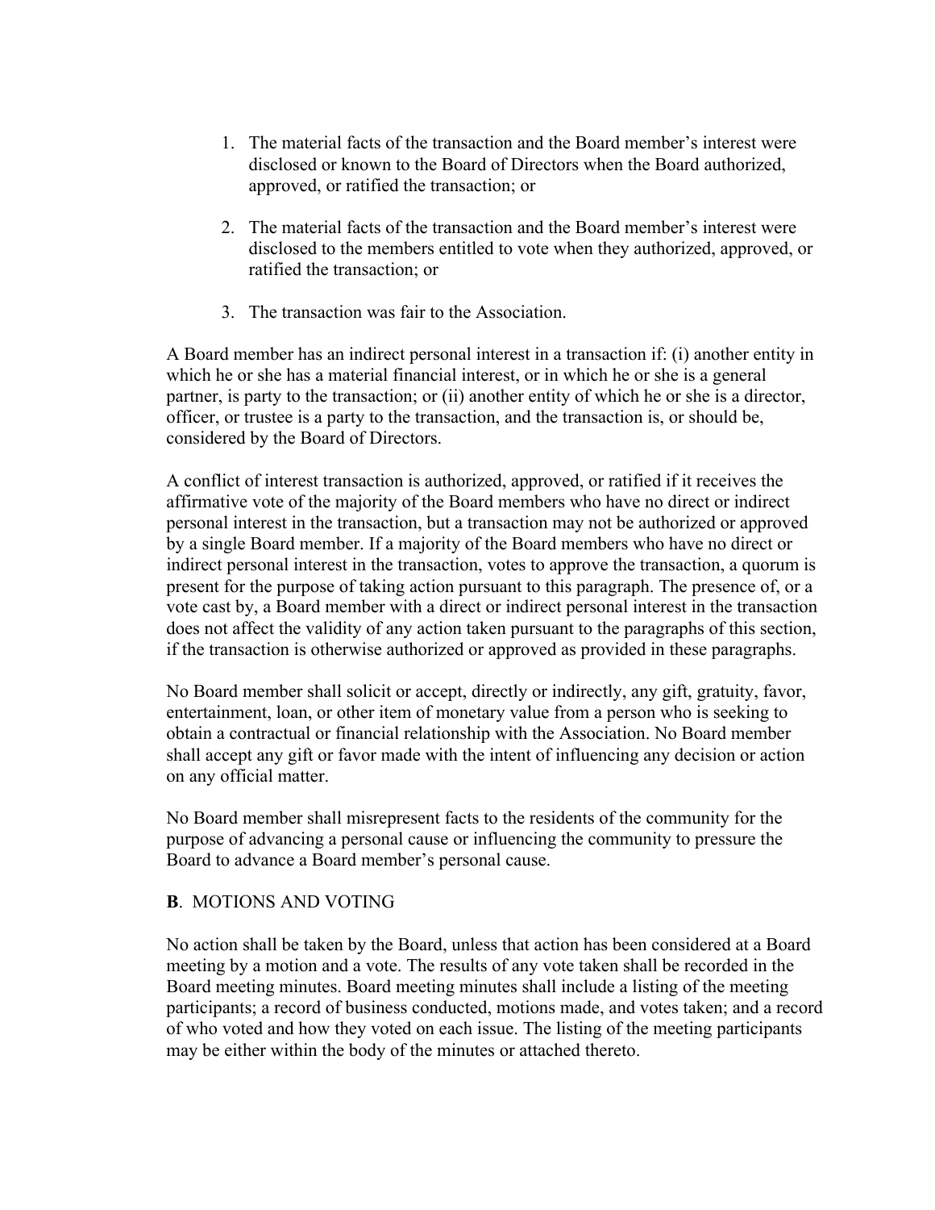1. The material facts of the transaction and the Board member's interest were disclosed or known to the Board of Directors when the Board authorized, approved, or ratified the transaction; or

2. The material facts of the transaction and the Board member's interest were disclosed to the members entitled to vote when they authorized, approved, or ratified the transaction; or

3. The transaction was fair to the Association.

A Board member has an indirect personal interest in a transaction if: (i) another entity in which he or she has a material financial interest, or in which he or she is a general partner, is party to the transaction; or (ii) another entity of which he or she is a director, officer, or trustee is a party to the transaction, and the transaction is, or should be, considered by the Board of Directors.

A conflict of interest transaction is authorized, approved, or ratified if it receives the affirmative vote of the majority of the Board members who have no direct or indirect personal interest in the transaction, but a transaction may not be authorized or approved by a single Board member. If a majority of the Board members who have no direct or indirect personal interest in the transaction, votes to approve the transaction, a quorum is present for the purpose of taking action pursuant to this paragraph. The presence of, or a vote cast by, a Board member with a direct or indirect personal interest in the transaction does not affect the validity of any action taken pursuant to the paragraphs of this section, if the transaction is otherwise authorized or approved as provided in these paragraphs.

No Board member shall solicit or accept, directly or indirectly, any gift, gratuity, favor, entertainment, loan, or other item of monetary value from a person who is seeking to obtain a contractual or financial relationship with the Association. No Board member shall accept any gift or favor made with the intent of influencing any decision or action on any official matter.

No Board member shall misrepresent facts to the residents of the community for the purpose of advancing a personal cause or influencing the community to pressure the Board to advance a Board member's personal cause.

**B**. MOTIONS AND VOTING

No action shall be taken by the Board, unless that action has been considered at a Board meeting by a motion and a vote. The results of any vote taken shall be recorded in the Board meeting minutes. Board meeting minutes shall include a listing of the meeting participants; a record of business conducted, motions made, and votes taken; and a record of who voted and how they voted on each issue. The listing of the meeting participants may be either within the body of the minutes or attached thereto.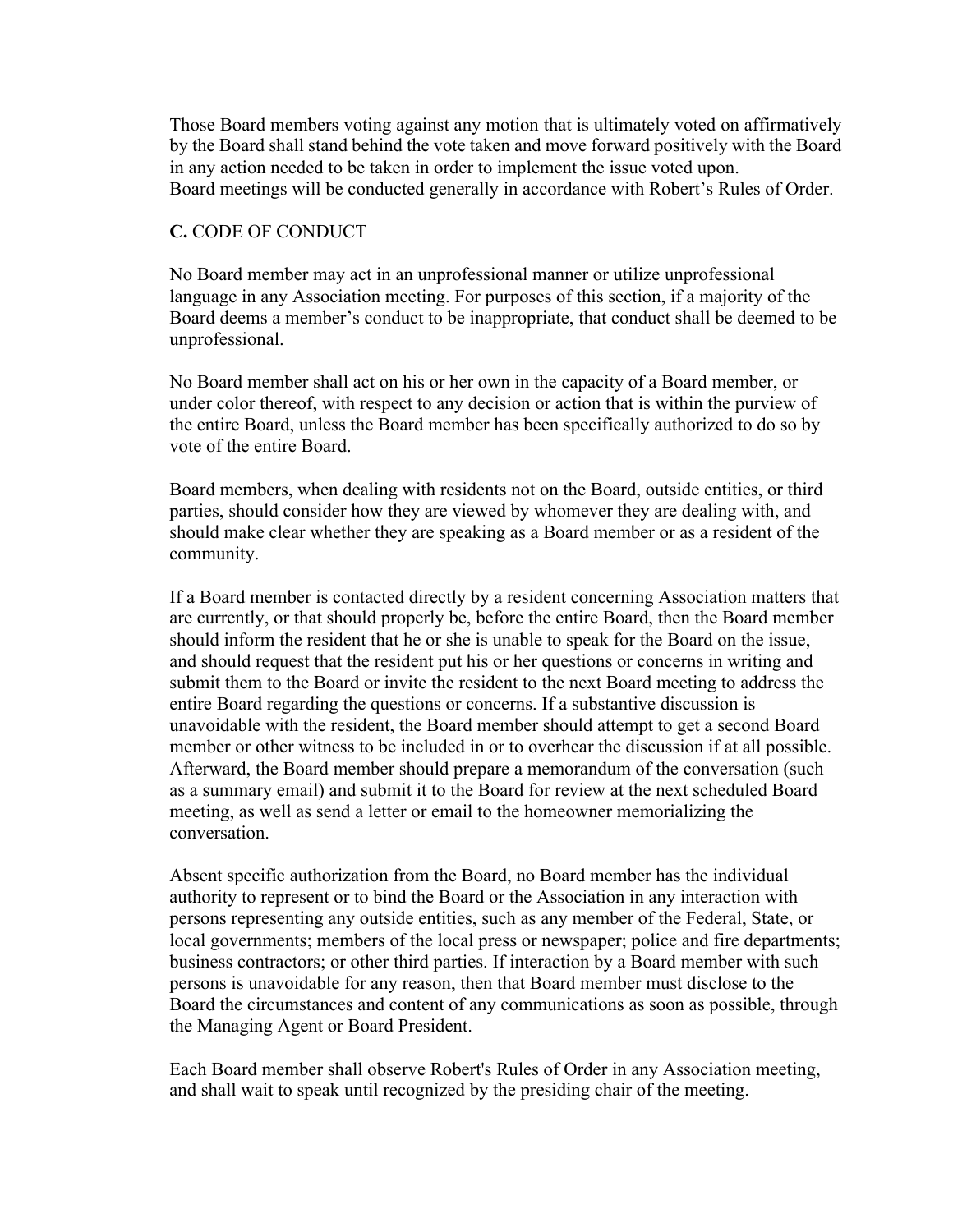Those Board members voting against any motion that is ultimately voted on affirmatively by the Board shall stand behind the vote taken and move forward positively with the Board in any action needed to be taken in order to implement the issue voted upon.
Board meetings will be conducted generally in accordance with Robert's Rules of Order.

**C.** CODE OF CONDUCT

No Board member may act in an unprofessional manner or utilize unprofessional language in any Association meeting. For purposes of this section, if a majority of the Board deems a member's conduct to be inappropriate, that conduct shall be deemed to be unprofessional.

No Board member shall act on his or her own in the capacity of a Board member, or under color thereof, with respect to any decision or action that is within the purview of the entire Board, unless the Board member has been specifically authorized to do so by vote of the entire Board.

Board members, when dealing with residents not on the Board, outside entities, or third parties, should consider how they are viewed by whomever they are dealing with, and should make clear whether they are speaking as a Board member or as a resident of the community.

If a Board member is contacted directly by a resident concerning Association matters that are currently, or that should properly be, before the entire Board, then the Board member should inform the resident that he or she is unable to speak for the Board on the issue, and should request that the resident put his or her questions or concerns in writing and submit them to the Board or invite the resident to the next Board meeting to address the entire Board regarding the questions or concerns. If a substantive discussion is unavoidable with the resident, the Board member should attempt to get a second Board member or other witness to be included in or to overhear the discussion if at all possible. Afterward, the Board member should prepare a memorandum of the conversation (such as a summary email) and submit it to the Board for review at the next scheduled Board meeting, as well as send a letter or email to the homeowner memorializing the conversation.

Absent specific authorization from the Board, no Board member has the individual authority to represent or to bind the Board or the Association in any interaction with persons representing any outside entities, such as any member of the Federal, State, or local governments; members of the local press or newspaper; police and fire departments; business contractors; or other third parties. If interaction by a Board member with such persons is unavoidable for any reason, then that Board member must disclose to the Board the circumstances and content of any communications as soon as possible, through the Managing Agent or Board President.

Each Board member shall observe Robert's Rules of Order in any Association meeting, and shall wait to speak until recognized by the presiding chair of the meeting.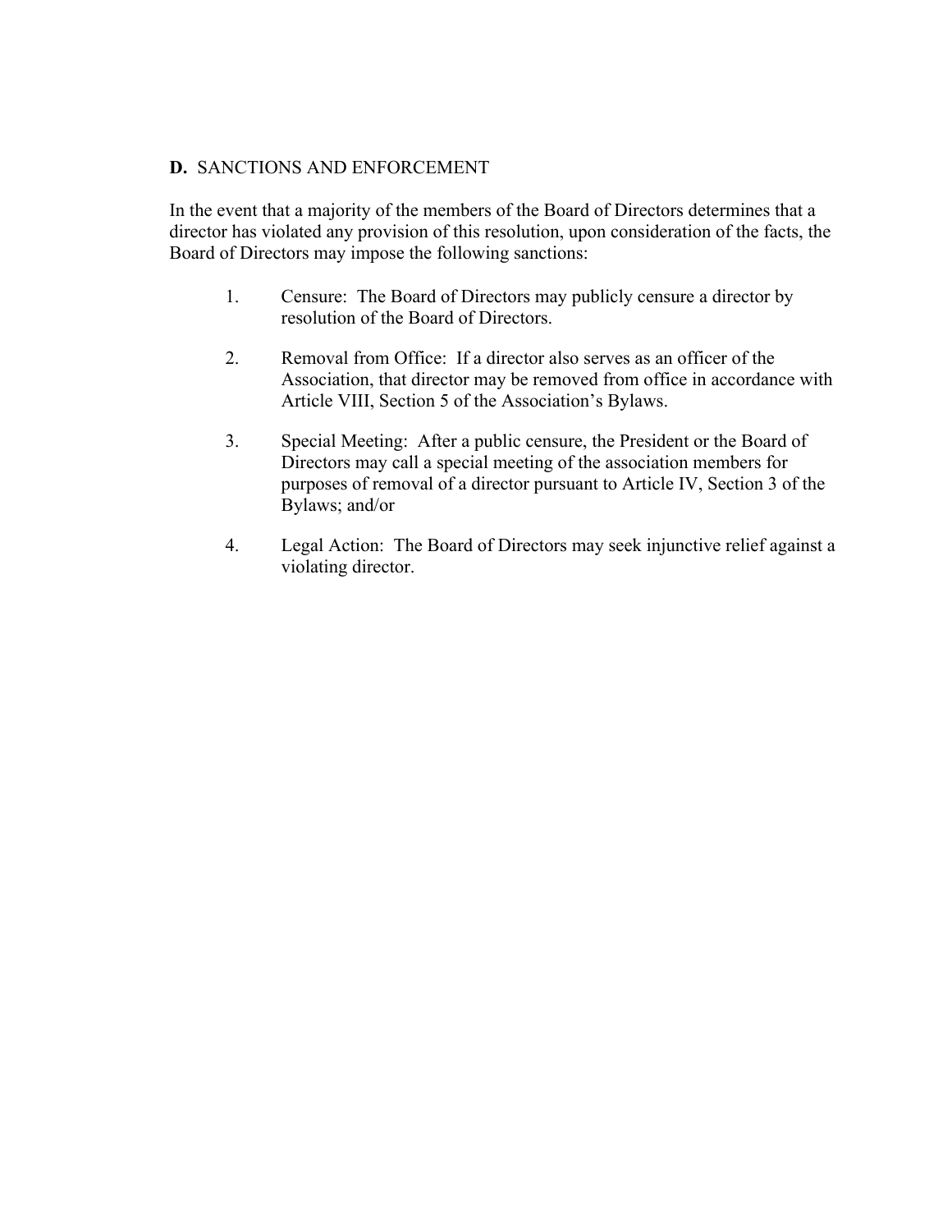**D.** SANCTIONS AND ENFORCEMENT

In the event that a majority of the members of the Board of Directors determines that a director has violated any provision of this resolution, upon consideration of the facts, the Board of Directors may impose the following sanctions:

1. Censure: The Board of Directors may publicly censure a director by resolution of the Board of Directors.

2. Removal from Office: If a director also serves as an officer of the Association, that director may be removed from office in accordance with Article VIII, Section 5 of the Association's Bylaws.

3. Special Meeting: After a public censure, the President or the Board of Directors may call a special meeting of the association members for purposes of removal of a director pursuant to Article IV, Section 3 of the Bylaws; and/or

4. Legal Action: The Board of Directors may seek injunctive relief against a violating director.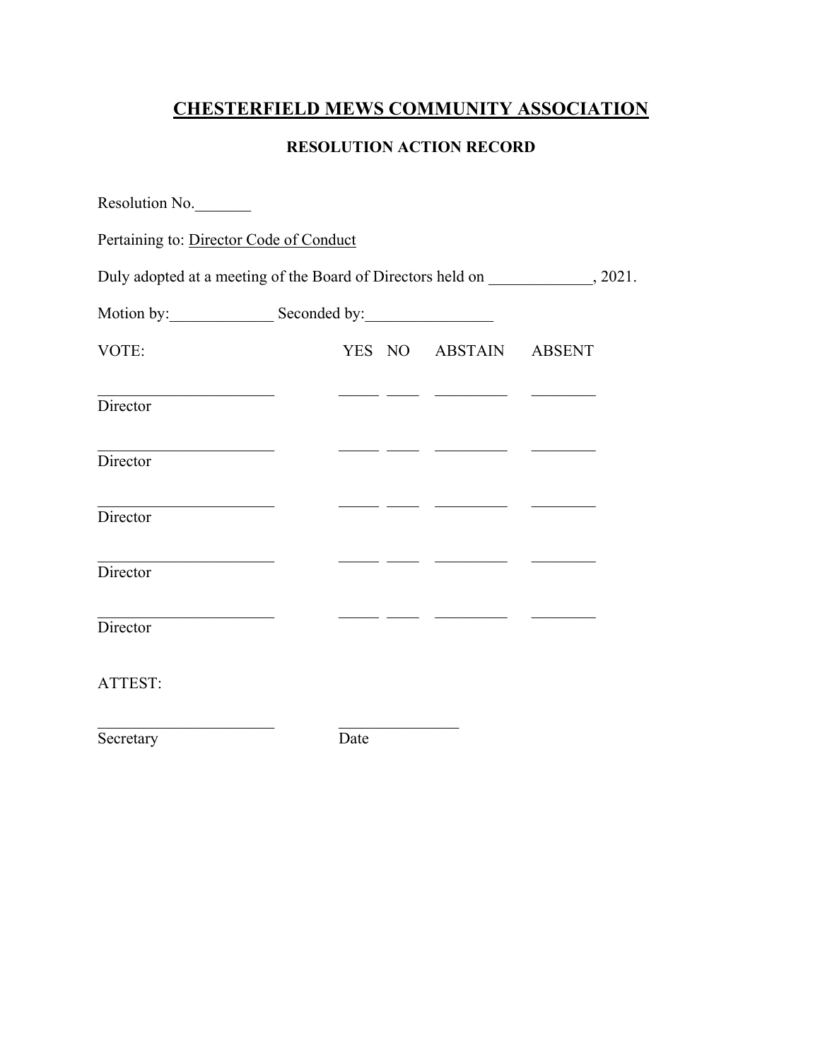# CHESTERFIELD MEWS COMMUNITY ASSOCIATION

## RESOLUTION ACTION RECORD

Resolution No.\_\_\_\_\_\_\_

Pertaining to: Director Code of Conduct

Duly adopted at a meeting of the Board of Directors held on \_\_\_\_\_\_\_\_\_\_\_\_\_, 2021.

Motion by:\_\_\_\_\_\_\_\_\_\_\_\_\_ Seconded by:\_\_\_\_\_\_\_\_\_\_\_\_\_\_\_\_

| VOTE: | YES | NO | ABSTAIN | ABSENT |
|---|---|---|---|---|
| \_\_\_\_\_\_\_\_\_\_\_\_\_\_\_\_\_\_\_\_\_\_ Director | \_\_\_\_\_ | \_\_\_\_ | \_\_\_\_\_\_\_\_\_ | \_\_\_\_\_\_\_\_ |
| \_\_\_\_\_\_\_\_\_\_\_\_\_\_\_\_\_\_\_\_\_\_ Director | \_\_\_\_\_ | \_\_\_\_ | \_\_\_\_\_\_\_\_\_ | \_\_\_\_\_\_\_\_ |
| \_\_\_\_\_\_\_\_\_\_\_\_\_\_\_\_\_\_\_\_\_\_ Director | \_\_\_\_\_ | \_\_\_\_ | \_\_\_\_\_\_\_\_\_ | \_\_\_\_\_\_\_\_ |
| \_\_\_\_\_\_\_\_\_\_\_\_\_\_\_\_\_\_\_\_\_\_ Director | \_\_\_\_\_ | \_\_\_\_ | \_\_\_\_\_\_\_\_\_ | \_\_\_\_\_\_\_\_ |
| \_\_\_\_\_\_\_\_\_\_\_\_\_\_\_\_\_\_\_\_\_\_ Director | \_\_\_\_\_ | \_\_\_\_ | \_\_\_\_\_\_\_\_\_ | \_\_\_\_\_\_\_\_ |

ATTEST:

\_\_\_\_\_\_\_\_\_\_\_\_\_\_\_\_\_\_\_\_\_\_ \_\_\_\_\_\_\_\_\_\_\_\_\_\_\_
Secretary Date